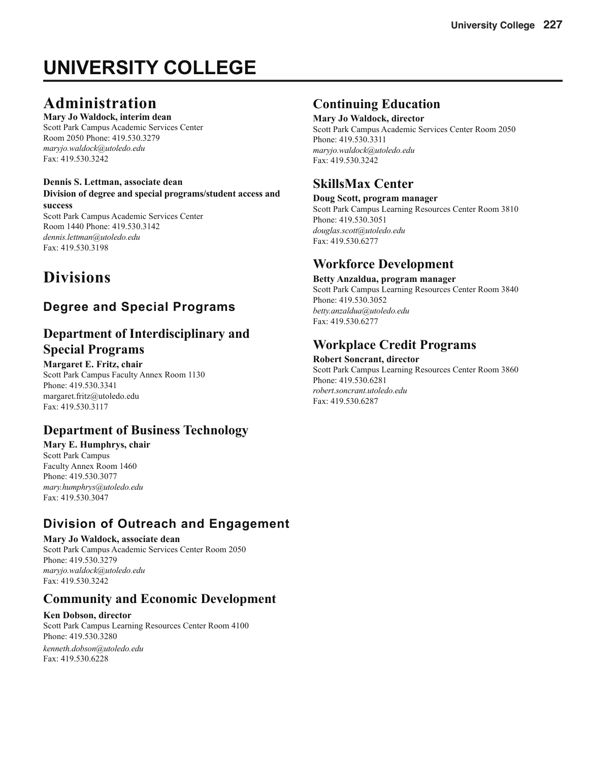# UNIVERSITY COLLEGE

## Administration

**Mary Jo Waldock, interim dean**
Scott Park Campus Academic Services Center
Room 2050 Phone: 419.530.3279
*maryjo.waldock@utoledo.edu*
Fax: 419.530.3242

**Dennis S. Lettman, associate dean**
**Division of degree and special programs/student access and success**
Scott Park Campus Academic Services Center
Room 1440 Phone: 419.530.3142
*dennis.lettman@utoledo.edu*
Fax: 419.530.3198

## Divisions

### Degree and Special Programs

### Department of Interdisciplinary and Special Programs

**Margaret E. Fritz, chair**
Scott Park Campus Faculty Annex Room 1130
Phone: 419.530.3341
margaret.fritz@utoledo.edu
Fax: 419.530.3117

### Department of Business Technology

**Mary E. Humphrys, chair**
Scott Park Campus
Faculty Annex Room 1460
Phone: 419.530.3077
*mary.humphrys@utoledo.edu*
Fax: 419.530.3047

### Division of Outreach and Engagement

**Mary Jo Waldock, associate dean**
Scott Park Campus Academic Services Center Room 2050
Phone: 419.530.3279
*maryjo.waldock@utoledo.edu*
Fax: 419.530.3242

### Community and Economic Development

**Ken Dobson, director**
Scott Park Campus Learning Resources Center Room 4100
Phone: 419.530.3280
*kenneth.dobson@utoledo.edu*
Fax: 419.530.6228

### Continuing Education

**Mary Jo Waldock, director**
Scott Park Campus Academic Services Center Room 2050
Phone: 419.530.3311
*maryjo.waldock@utoledo.edu*
Fax: 419.530.3242

### SkillsMax Center

**Doug Scott, program manager**
Scott Park Campus Learning Resources Center Room 3810
Phone: 419.530.3051
*douglas.scott@utoledo.edu*
Fax: 419.530.6277

### Workforce Development

**Betty Anzaldua, program manager**
Scott Park Campus Learning Resources Center Room 3840
Phone: 419.530.3052
*betty.anzaldua@utoledo.edu*
Fax: 419.530.6277

### Workplace Credit Programs

**Robert Soncrant, director**
Scott Park Campus Learning Resources Center Room 3860
Phone: 419.530.6281
*robert.soncrant.utoledo.edu*
Fax: 419.530.6287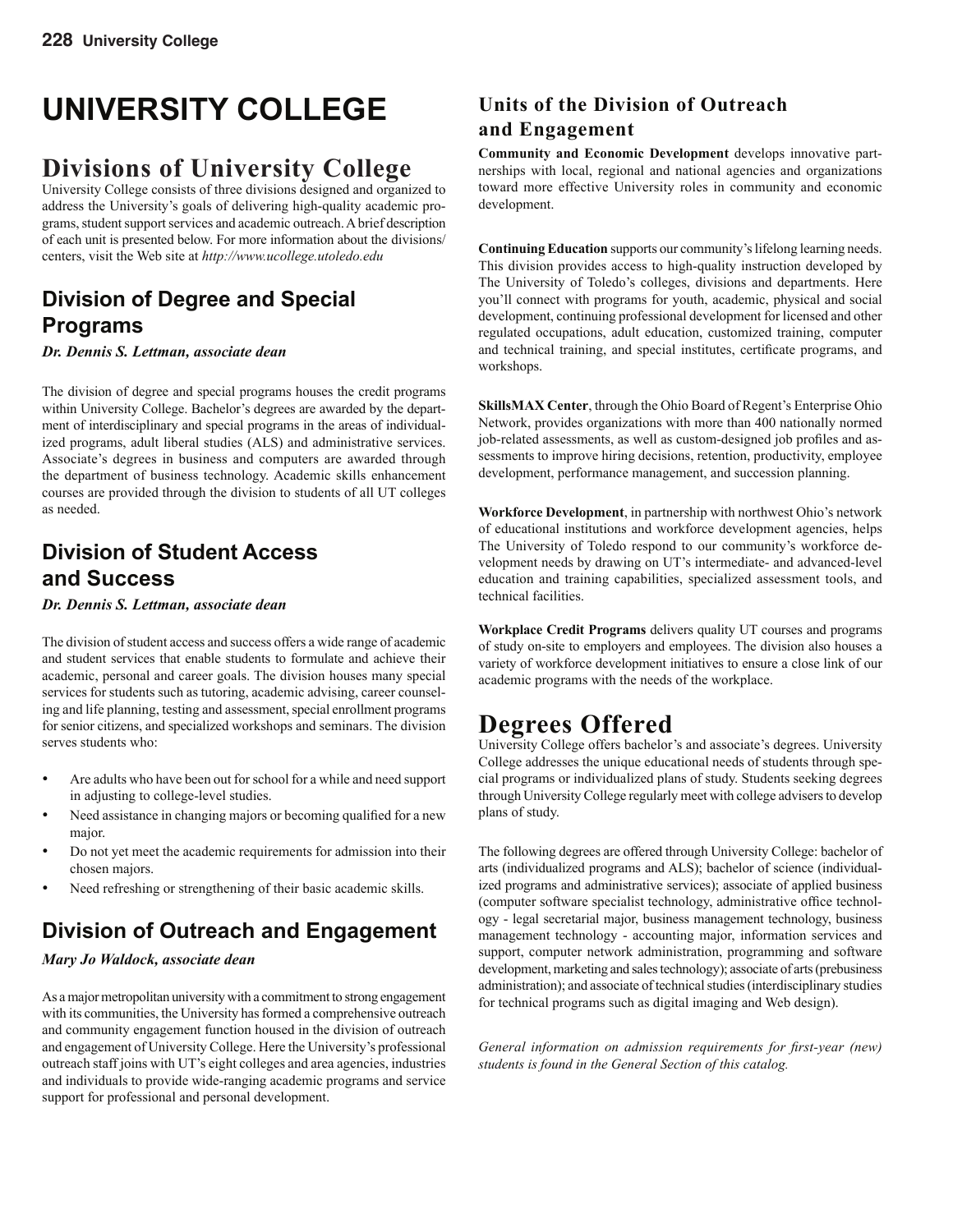# UNIVERSITY COLLEGE

## Divisions of University College

University College consists of three divisions designed and organized to address the University's goals of delivering high-quality academic programs, student support services and academic outreach. A brief description of each unit is presented below. For more information about the divisions/centers, visit the Web site at *http://www.ucollege.utoledo.edu*

### Division of Degree and Special Programs

***Dr. Dennis S. Lettman, associate dean***

The division of degree and special programs houses the credit programs within University College. Bachelor's degrees are awarded by the department of interdisciplinary and special programs in the areas of individualized programs, adult liberal studies (ALS) and administrative services. Associate's degrees in business and computers are awarded through the department of business technology. Academic skills enhancement courses are provided through the division to students of all UT colleges as needed.

### Division of Student Access and Success

***Dr. Dennis S. Lettman, associate dean***

The division of student access and success offers a wide range of academic and student services that enable students to formulate and achieve their academic, personal and career goals. The division houses many special services for students such as tutoring, academic advising, career counseling and life planning, testing and assessment, special enrollment programs for senior citizens, and specialized workshops and seminars. The division serves students who:

- Are adults who have been out for school for a while and need support in adjusting to college-level studies.
- Need assistance in changing majors or becoming qualified for a new major.
- Do not yet meet the academic requirements for admission into their chosen majors.
- Need refreshing or strengthening of their basic academic skills.

### Division of Outreach and Engagement

***Mary Jo Waldock, associate dean***

As a major metropolitan university with a commitment to strong engagement with its communities, the University has formed a comprehensive outreach and community engagement function housed in the division of outreach and engagement of University College. Here the University's professional outreach staff joins with UT's eight colleges and area agencies, industries and individuals to provide wide-ranging academic programs and service support for professional and personal development.

### Units of the Division of Outreach and Engagement

**Community and Economic Development** develops innovative partnerships with local, regional and national agencies and organizations toward more effective University roles in community and economic development.

**Continuing Education** supports our community's lifelong learning needs. This division provides access to high-quality instruction developed by The University of Toledo's colleges, divisions and departments. Here you'll connect with programs for youth, academic, physical and social development, continuing professional development for licensed and other regulated occupations, adult education, customized training, computer and technical training, and special institutes, certificate programs, and workshops.

**SkillsMAX Center**, through the Ohio Board of Regent's Enterprise Ohio Network, provides organizations with more than 400 nationally normed job-related assessments, as well as custom-designed job profiles and assessments to improve hiring decisions, retention, productivity, employee development, performance management, and succession planning.

**Workforce Development**, in partnership with northwest Ohio's network of educational institutions and workforce development agencies, helps The University of Toledo respond to our community's workforce development needs by drawing on UT's intermediate- and advanced-level education and training capabilities, specialized assessment tools, and technical facilities.

**Workplace Credit Programs** delivers quality UT courses and programs of study on-site to employers and employees. The division also houses a variety of workforce development initiatives to ensure a close link of our academic programs with the needs of the workplace.

## Degrees Offered

University College offers bachelor's and associate's degrees. University College addresses the unique educational needs of students through special programs or individualized plans of study. Students seeking degrees through University College regularly meet with college advisers to develop plans of study.

The following degrees are offered through University College: bachelor of arts (individualized programs and ALS); bachelor of science (individualized programs and administrative services); associate of applied business (computer software specialist technology, administrative office technology - legal secretarial major, business management technology, business management technology - accounting major, information services and support, computer network administration, programming and software development, marketing and sales technology); associate of arts (prebusiness administration); and associate of technical studies (interdisciplinary studies for technical programs such as digital imaging and Web design).

*General information on admission requirements for first-year (new) students is found in the General Section of this catalog.*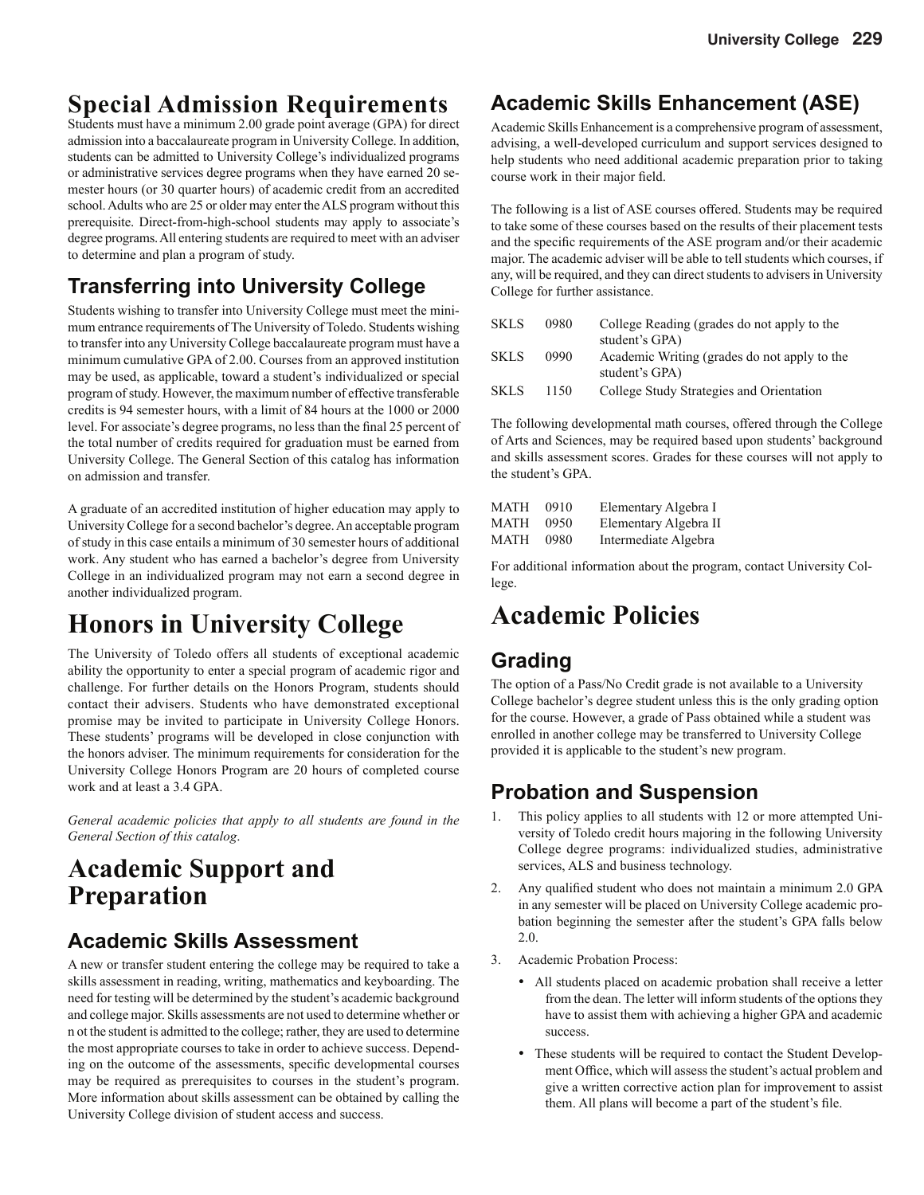# Special Admission Requirements

Students must have a minimum 2.00 grade point average (GPA) for direct admission into a baccalaureate program in University College. In addition, students can be admitted to University College's individualized programs or administrative services degree programs when they have earned 20 semester hours (or 30 quarter hours) of academic credit from an accredited school. Adults who are 25 or older may enter the ALS program without this prerequisite. Direct-from-high-school students may apply to associate's degree programs. All entering students are required to meet with an adviser to determine and plan a program of study.

## Transferring into University College

Students wishing to transfer into University College must meet the minimum entrance requirements of The University of Toledo. Students wishing to transfer into any University College baccalaureate program must have a minimum cumulative GPA of 2.00. Courses from an approved institution may be used, as applicable, toward a student's individualized or special program of study. However, the maximum number of effective transferable credits is 94 semester hours, with a limit of 84 hours at the 1000 or 2000 level. For associate's degree programs, no less than the final 25 percent of the total number of credits required for graduation must be earned from University College. The General Section of this catalog has information on admission and transfer.

A graduate of an accredited institution of higher education may apply to University College for a second bachelor's degree. An acceptable program of study in this case entails a minimum of 30 semester hours of additional work. Any student who has earned a bachelor's degree from University College in an individualized program may not earn a second degree in another individualized program.

# Honors in University College

The University of Toledo offers all students of exceptional academic ability the opportunity to enter a special program of academic rigor and challenge. For further details on the Honors Program, students should contact their advisers. Students who have demonstrated exceptional promise may be invited to participate in University College Honors. These students' programs will be developed in close conjunction with the honors adviser. The minimum requirements for consideration for the University College Honors Program are 20 hours of completed course work and at least a 3.4 GPA.

*General academic policies that apply to all students are found in the General Section of this catalog.*

# Academic Support and Preparation

## Academic Skills Assessment

A new or transfer student entering the college may be required to take a skills assessment in reading, writing, mathematics and keyboarding. The need for testing will be determined by the student's academic background and college major. Skills assessments are not used to determine whether or n ot the student is admitted to the college; rather, they are used to determine the most appropriate courses to take in order to achieve success. Depending on the outcome of the assessments, specific developmental courses may be required as prerequisites to courses in the student's program. More information about skills assessment can be obtained by calling the University College division of student access and success.

## Academic Skills Enhancement (ASE)

Academic Skills Enhancement is a comprehensive program of assessment, advising, a well-developed curriculum and support services designed to help students who need additional academic preparation prior to taking course work in their major field.

The following is a list of ASE courses offered. Students may be required to take some of these courses based on the results of their placement tests and the specific requirements of the ASE program and/or their academic major. The academic adviser will be able to tell students which courses, if any, will be required, and they can direct students to advisers in University College for further assistance.

| | | |
|---|---|---|
| SKLS | 0980 | College Reading (grades do not apply to the student's GPA) |
| SKLS | 0990 | Academic Writing (grades do not apply to the student's GPA) |
| SKLS | 1150 | College Study Strategies and Orientation |

The following developmental math courses, offered through the College of Arts and Sciences, may be required based upon students' background and skills assessment scores. Grades for these courses will not apply to the student's GPA.

| | | |
|---|---|---|
| MATH | 0910 | Elementary Algebra I |
| MATH | 0950 | Elementary Algebra II |
| MATH | 0980 | Intermediate Algebra |

For additional information about the program, contact University College.

# Academic Policies

## Grading

The option of a Pass/No Credit grade is not available to a University College bachelor's degree student unless this is the only grading option for the course. However, a grade of Pass obtained while a student was enrolled in another college may be transferred to University College provided it is applicable to the student's new program.

## Probation and Suspension

1. This policy applies to all students with 12 or more attempted University of Toledo credit hours majoring in the following University College degree programs: individualized studies, administrative services, ALS and business technology.
2. Any qualified student who does not maintain a minimum 2.0 GPA in any semester will be placed on University College academic probation beginning the semester after the student's GPA falls below 2.0.
3. Academic Probation Process:
   - All students placed on academic probation shall receive a letter from the dean. The letter will inform students of the options they have to assist them with achieving a higher GPA and academic success.
   - These students will be required to contact the Student Development Office, which will assess the student's actual problem and give a written corrective action plan for improvement to assist them. All plans will become a part of the student's file.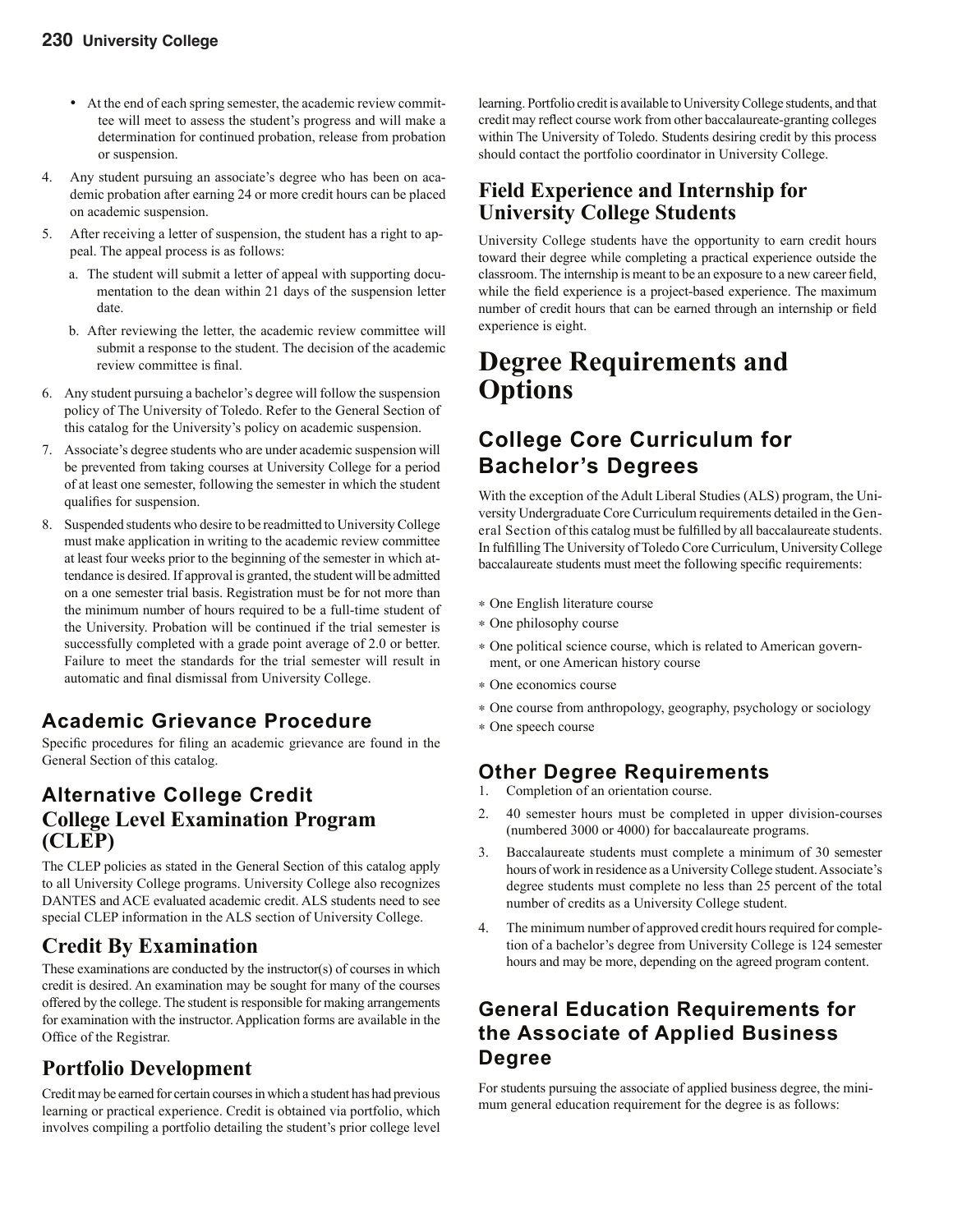- At the end of each spring semester, the academic review committee will meet to assess the student's progress and will make a determination for continued probation, release from probation or suspension.

4. Any student pursuing an associate's degree who has been on academic probation after earning 24 or more credit hours can be placed on academic suspension.
5. After receiving a letter of suspension, the student has a right to appeal. The appeal process is as follows:
   a. The student will submit a letter of appeal with supporting documentation to the dean within 21 days of the suspension letter date.
   b. After reviewing the letter, the academic review committee will submit a response to the student. The decision of the academic review committee is final.
6. Any student pursuing a bachelor's degree will follow the suspension policy of The University of Toledo. Refer to the General Section of this catalog for the University's policy on academic suspension.
7. Associate's degree students who are under academic suspension will be prevented from taking courses at University College for a period of at least one semester, following the semester in which the student qualifies for suspension.
8. Suspended students who desire to be readmitted to University College must make application in writing to the academic review committee at least four weeks prior to the beginning of the semester in which attendance is desired. If approval is granted, the student will be admitted on a one semester trial basis. Registration must be for not more than the minimum number of hours required to be a full-time student of the University. Probation will be continued if the trial semester is successfully completed with a grade point average of 2.0 or better. Failure to meet the standards for the trial semester will result in automatic and final dismissal from University College.

## Academic Grievance Procedure

Specific procedures for filing an academic grievance are found in the General Section of this catalog.

## Alternative College Credit College Level Examination Program (CLEP)

The CLEP policies as stated in the General Section of this catalog apply to all University College programs. University College also recognizes DANTES and ACE evaluated academic credit. ALS students need to see special CLEP information in the ALS section of University College.

## Credit By Examination

These examinations are conducted by the instructor(s) of courses in which credit is desired. An examination may be sought for many of the courses offered by the college. The student is responsible for making arrangements for examination with the instructor. Application forms are available in the Office of the Registrar.

## Portfolio Development

Credit may be earned for certain courses in which a student has had previous learning or practical experience. Credit is obtained via portfolio, which involves compiling a portfolio detailing the student's prior college level learning. Portfolio credit is available to University College students, and that credit may reflect course work from other baccalaureate-granting colleges within The University of Toledo. Students desiring credit by this process should contact the portfolio coordinator in University College.

## Field Experience and Internship for University College Students

University College students have the opportunity to earn credit hours toward their degree while completing a practical experience outside the classroom. The internship is meant to be an exposure to a new career field, while the field experience is a project-based experience. The maximum number of credit hours that can be earned through an internship or field experience is eight.

# Degree Requirements and Options

## College Core Curriculum for Bachelor's Degrees

With the exception of the Adult Liberal Studies (ALS) program, the University Undergraduate Core Curriculum requirements detailed in the General Section of this catalog must be fulfilled by all baccalaureate students. In fulfilling The University of Toledo Core Curriculum, University College baccalaureate students must meet the following specific requirements:

- One English literature course
- One philosophy course
- One political science course, which is related to American government, or one American history course
- One economics course
- One course from anthropology, geography, psychology or sociology
- One speech course

## Other Degree Requirements

1. Completion of an orientation course.
2. 40 semester hours must be completed in upper division-courses (numbered 3000 or 4000) for baccalaureate programs.
3. Baccalaureate students must complete a minimum of 30 semester hours of work in residence as a University College student. Associate's degree students must complete no less than 25 percent of the total number of credits as a University College student.
4. The minimum number of approved credit hours required for completion of a bachelor's degree from University College is 124 semester hours and may be more, depending on the agreed program content.

## General Education Requirements for the Associate of Applied Business Degree

For students pursuing the associate of applied business degree, the minimum general education requirement for the degree is as follows: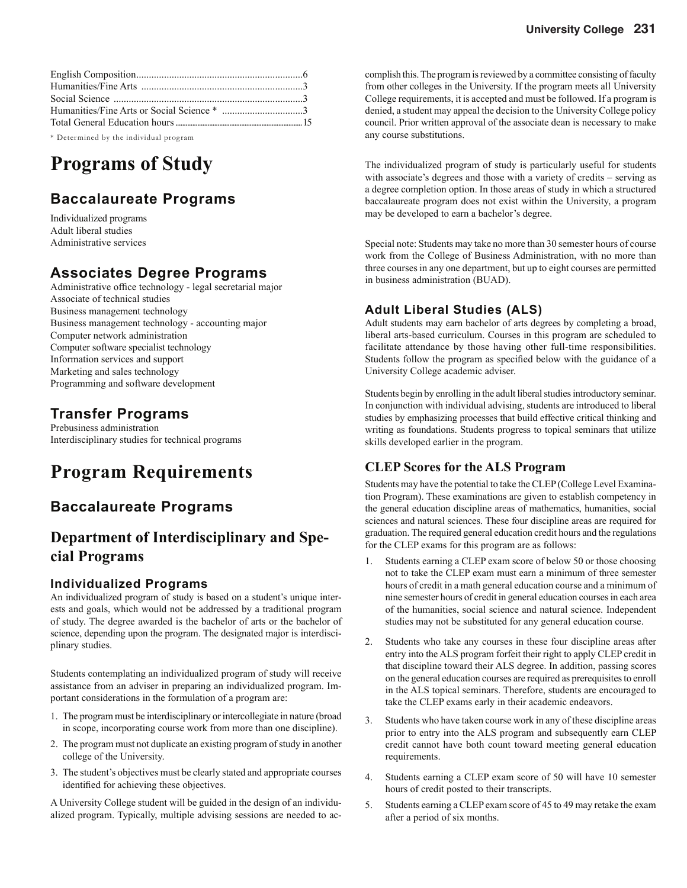| | |
|---|---|
| English Composition | 6 |
| Humanities/Fine Arts | 3 |
| Social Science | 3 |
| Humanities/Fine Arts or Social Science * | 3 |
| Total General Education hours | 15 |

* Determined by the individual program

# Programs of Study

## Baccalaureate Programs

Individualized programs
Adult liberal studies
Administrative services

## Associates Degree Programs

Administrative office technology - legal secretarial major
Associate of technical studies
Business management technology
Business management technology - accounting major
Computer network administration
Computer software specialist technology
Information services and support
Marketing and sales technology
Programming and software development

## Transfer Programs

Prebusiness administration
Interdisciplinary studies for technical programs

# Program Requirements

## Baccalaureate Programs

## Department of Interdisciplinary and Special Programs

### Individualized Programs

An individualized program of study is based on a student's unique interests and goals, which would not be addressed by a traditional program of study. The degree awarded is the bachelor of arts or the bachelor of science, depending upon the program. The designated major is interdisciplinary studies.

Students contemplating an individualized program of study will receive assistance from an adviser in preparing an individualized program. Important considerations in the formulation of a program are:

1. The program must be interdisciplinary or intercollegiate in nature (broad in scope, incorporating course work from more than one discipline).
2. The program must not duplicate an existing program of study in another college of the University.
3. The student's objectives must be clearly stated and appropriate courses identified for achieving these objectives.

A University College student will be guided in the design of an individualized program. Typically, multiple advising sessions are needed to accomplish this. The program is reviewed by a committee consisting of faculty from other colleges in the University. If the program meets all University College requirements, it is accepted and must be followed. If a program is denied, a student may appeal the decision to the University College policy council. Prior written approval of the associate dean is necessary to make any course substitutions.

The individualized program of study is particularly useful for students with associate's degrees and those with a variety of credits – serving as a degree completion option. In those areas of study in which a structured baccalaureate program does not exist within the University, a program may be developed to earn a bachelor's degree.

Special note: Students may take no more than 30 semester hours of course work from the College of Business Administration, with no more than three courses in any one department, but up to eight courses are permitted in business administration (BUAD).

### Adult Liberal Studies (ALS)

Adult students may earn bachelor of arts degrees by completing a broad, liberal arts-based curriculum. Courses in this program are scheduled to facilitate attendance by those having other full-time responsibilities. Students follow the program as specified below with the guidance of a University College academic adviser.

Students begin by enrolling in the adult liberal studies introductory seminar. In conjunction with individual advising, students are introduced to liberal studies by emphasizing processes that build effective critical thinking and writing as foundations. Students progress to topical seminars that utilize skills developed earlier in the program.

### CLEP Scores for the ALS Program

Students may have the potential to take the CLEP (College Level Examination Program). These examinations are given to establish competency in the general education discipline areas of mathematics, humanities, social sciences and natural sciences. These four discipline areas are required for graduation. The required general education credit hours and the regulations for the CLEP exams for this program are as follows:

1. Students earning a CLEP exam score of below 50 or those choosing not to take the CLEP exam must earn a minimum of three semester hours of credit in a math general education course and a minimum of nine semester hours of credit in general education courses in each area of the humanities, social science and natural science. Independent studies may not be substituted for any general education course.
2. Students who take any courses in these four discipline areas after entry into the ALS program forfeit their right to apply CLEP credit in that discipline toward their ALS degree. In addition, passing scores on the general education courses are required as prerequisites to enroll in the ALS topical seminars. Therefore, students are encouraged to take the CLEP exams early in their academic endeavors.
3. Students who have taken course work in any of these discipline areas prior to entry into the ALS program and subsequently earn CLEP credit cannot have both count toward meeting general education requirements.
4. Students earning a CLEP exam score of 50 will have 10 semester hours of credit posted to their transcripts.
5. Students earning a CLEP exam score of 45 to 49 may retake the exam after a period of six months.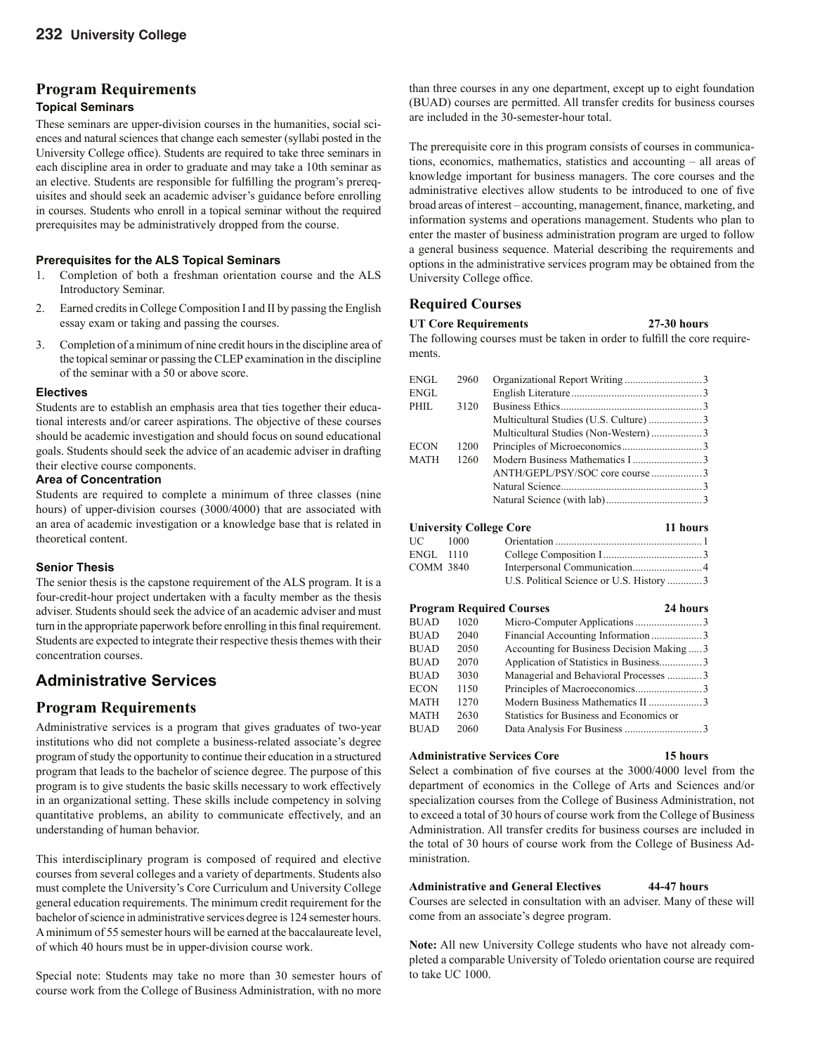## Program Requirements

### Topical Seminars

These seminars are upper-division courses in the humanities, social sciences and natural sciences that change each semester (syllabi posted in the University College office). Students are required to take three seminars in each discipline area in order to graduate and may take a 10th seminar as an elective. Students are responsible for fulfilling the program's prerequisites and should seek an academic adviser's guidance before enrolling in courses. Students who enroll in a topical seminar without the required prerequisites may be administratively dropped from the course.

#### Prerequisites for the ALS Topical Seminars

1. Completion of both a freshman orientation course and the ALS Introductory Seminar.
2. Earned credits in College Composition I and II by passing the English essay exam or taking and passing the courses.
3. Completion of a minimum of nine credit hours in the discipline area of the topical seminar or passing the CLEP examination in the discipline of the seminar with a 50 or above score.

#### Electives

Students are to establish an emphasis area that ties together their educational interests and/or career aspirations. The objective of these courses should be academic investigation and should focus on sound educational goals. Students should seek the advice of an academic adviser in drafting their elective course components.

#### Area of Concentration

Students are required to complete a minimum of three classes (nine hours) of upper-division courses (3000/4000) that are associated with an area of academic investigation or a knowledge base that is related in theoretical content.

#### Senior Thesis

The senior thesis is the capstone requirement of the ALS program. It is a four-credit-hour project undertaken with a faculty member as the thesis adviser. Students should seek the advice of an academic adviser and must turn in the appropriate paperwork before enrolling in this final requirement. Students are expected to integrate their respective thesis themes with their concentration courses.

## Administrative Services

## Program Requirements

Administrative services is a program that gives graduates of two-year institutions who did not complete a business-related associate's degree program of study the opportunity to continue their education in a structured program that leads to the bachelor of science degree. The purpose of this program is to give students the basic skills necessary to work effectively in an organizational setting. These skills include competency in solving quantitative problems, an ability to communicate effectively, and an understanding of human behavior.

This interdisciplinary program is composed of required and elective courses from several colleges and a variety of departments. Students also must complete the University's Core Curriculum and University College general education requirements. The minimum credit requirement for the bachelor of science in administrative services degree is 124 semester hours. A minimum of 55 semester hours will be earned at the baccalaureate level, of which 40 hours must be in upper-division course work.

Special note: Students may take no more than 30 semester hours of course work from the College of Business Administration, with no more than three courses in any one department, except up to eight foundation (BUAD) courses are permitted. All transfer credits for business courses are included in the 30-semester-hour total.

The prerequisite core in this program consists of courses in communications, economics, mathematics, statistics and accounting – all areas of knowledge important for business managers. The core courses and the administrative electives allow students to be introduced to one of five broad areas of interest – accounting, management, finance, marketing, and information systems and operations management. Students who plan to enter the master of business administration program are urged to follow a general business sequence. Material describing the requirements and options in the administrative services program may be obtained from the University College office.

### Required Courses

**UT Core Requirements — 27-30 hours**

The following courses must be taken in order to fulfill the core requirements.

| | | | |
|---|---|---|---|
| ENGL | 2960 | Organizational Report Writing | 3 |
| ENGL | | English Literature | 3 |
| PHIL | 3120 | Business Ethics | 3 |
| | | Multicultural Studies (U.S. Culture) | 3 |
| | | Multicultural Studies (Non-Western) | 3 |
| ECON | 1200 | Principles of Microeconomics | 3 |
| MATH | 1260 | Modern Business Mathematics I | 3 |
| | | ANTH/GEPL/PSY/SOC core course | 3 |
| | | Natural Science | 3 |
| | | Natural Science (with lab) | 3 |

**University College Core — 11 hours**

| | | | |
|---|---|---|---|
| UC | 1000 | Orientation | 1 |
| ENGL | 1110 | College Composition I | 3 |
| COMM | 3840 | Interpersonal Communication | 4 |
| | | U.S. Political Science or U.S. History | 3 |

**Program Required Courses — 24 hours**

| | | | |
|---|---|---|---|
| BUAD | 1020 | Micro-Computer Applications | 3 |
| BUAD | 2040 | Financial Accounting Information | 3 |
| BUAD | 2050 | Accounting for Business Decision Making | 3 |
| BUAD | 2070 | Application of Statistics in Business | 3 |
| BUAD | 3030 | Managerial and Behavioral Processes | 3 |
| ECON | 1150 | Principles of Macroeconomics | 3 |
| MATH | 1270 | Modern Business Mathematics II | 3 |
| MATH | 2630 | Statistics for Business and Economics or | |
| BUAD | 2060 | Data Analysis For Business | 3 |

**Administrative Services Core — 15 hours**

Select a combination of five courses at the 3000/4000 level from the department of economics in the College of Arts and Sciences and/or specialization courses from the College of Business Administration, not to exceed a total of 30 hours of course work from the College of Business Administration. All transfer credits for business courses are included in the total of 30 hours of course work from the College of Business Administration.

**Administrative and General Electives — 44-47 hours**

Courses are selected in consultation with an adviser. Many of these will come from an associate's degree program.

**Note:** All new University College students who have not already completed a comparable University of Toledo orientation course are required to take UC 1000.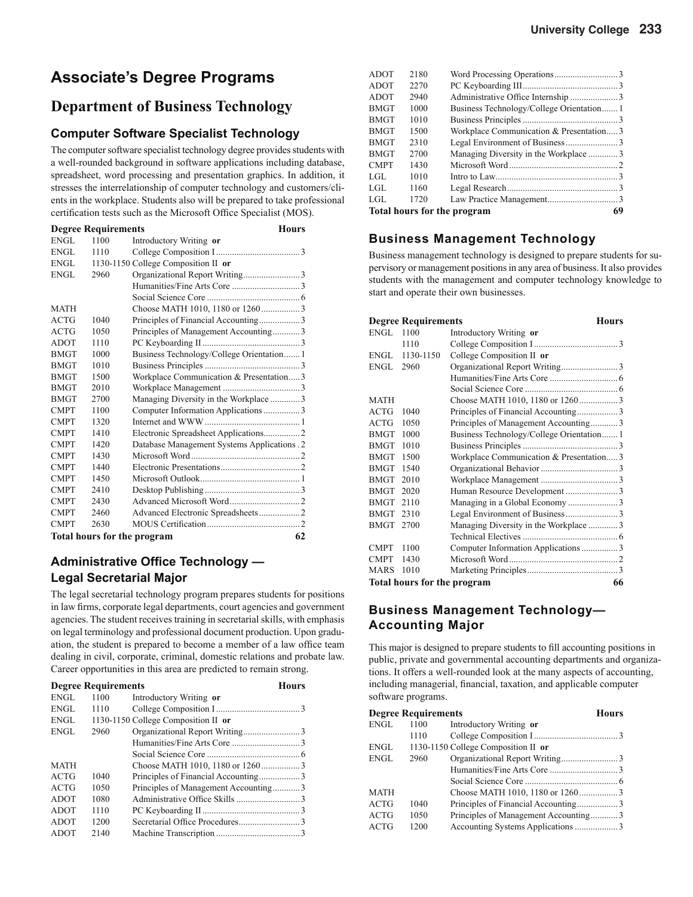# Associate's Degree Programs

## Department of Business Technology

### Computer Software Specialist Technology

The computer software specialist technology degree provides students with a well-rounded background in software applications including database, spreadsheet, word processing and presentation graphics. In addition, it stresses the interrelationship of computer technology and customers/clients in the workplace. Students also will be prepared to take professional certification tests such as the Microsoft Office Specialist (MOS).

| Degree Requirements | | | Hours |
|---|---|---|---|
| ENGL | 1100 | Introductory Writing **or** | |
| ENGL | 1110 | College Composition I | 3 |
| ENGL | 1130-1150 | College Composition II **or** | |
| ENGL | 2960 | Organizational Report Writing | 3 |
| | | Humanities/Fine Arts Core | 3 |
| | | Social Science Core | 6 |
| MATH | | Choose MATH 1010, 1180 or 1260 | 3 |
| ACTG | 1040 | Principles of Financial Accounting | 3 |
| ACTG | 1050 | Principles of Management Accounting | 3 |
| ADOT | 1110 | PC Keyboarding II | 3 |
| BMGT | 1000 | Business Technology/College Orientation | 1 |
| BMGT | 1010 | Business Principles | 3 |
| BMGT | 1500 | Workplace Communication & Presentation | 3 |
| BMGT | 2010 | Workplace Management | 3 |
| BMGT | 2700 | Managing Diversity in the Workplace | 3 |
| CMPT | 1100 | Computer Information Applications | 3 |
| CMPT | 1320 | Internet and WWW | 1 |
| CMPT | 1410 | Electronic Spreadsheet Applications | 2 |
| CMPT | 1420 | Database Management Systems Applications | 2 |
| CMPT | 1430 | Microsoft Word | 2 |
| CMPT | 1440 | Electronic Presentations | 2 |
| CMPT | 1450 | Microsoft Outlook | 1 |
| CMPT | 2410 | Desktop Publishing | 3 |
| CMPT | 2430 | Advanced Microsoft Word | 2 |
| CMPT | 2460 | Advanced Electronic Spreadsheets | 2 |
| CMPT | 2630 | MOUS Certification | 2 |
| **Total hours for the program** | | | **62** |

### Administrative Office Technology — Legal Secretarial Major

The legal secretarial technology program prepares students for positions in law firms, corporate legal departments, court agencies and government agencies. The student receives training in secretarial skills, with emphasis on legal terminology and professional document production. Upon graduation, the student is prepared to become a member of a law office team dealing in civil, corporate, criminal, domestic relations and probate law. Career opportunities in this area are predicted to remain strong.

| Degree Requirements | | | Hours |
|---|---|---|---|
| ENGL | 1100 | Introductory Writing **or** | |
| ENGL | 1110 | College Composition I | 3 |
| ENGL | 1130-1150 | College Composition II **or** | |
| ENGL | 2960 | Organizational Report Writing | 3 |
| | | Humanities/Fine Arts Core | 3 |
| | | Social Science Core | 6 |
| MATH | | Choose MATH 1010, 1180 or 1260 | 3 |
| ACTG | 1040 | Principles of Financial Accounting | 3 |
| ACTG | 1050 | Principles of Management Accounting | 3 |
| ADOT | 1080 | Administrative Office Skills | 3 |
| ADOT | 1110 | PC Keyboarding II | 3 |
| ADOT | 1200 | Secretarial Office Procedures | 3 |
| ADOT | 2140 | Machine Transcription | 3 |
| ADOT | 2180 | Word Processing Operations | 3 |
| ADOT | 2270 | PC Keyboarding III | 3 |
| ADOT | 2940 | Administrative Office Internship | 3 |
| BMGT | 1000 | Business Technology/College Orientation | 1 |
| BMGT | 1010 | Business Principles | 3 |
| BMGT | 1500 | Workplace Communication & Presentation | 3 |
| BMGT | 2310 | Legal Environment of Business | 3 |
| BMGT | 2700 | Managing Diversity in the Workplace | 3 |
| CMPT | 1430 | Microsoft Word | 2 |
| LGL | 1010 | Intro to Law | 3 |
| LGL | 1160 | Legal Research | 3 |
| LGL | 1720 | Law Practice Management | 3 |
| **Total hours for the program** | | | **69** |

### Business Management Technology

Business management technology is designed to prepare students for supervisory or management positions in any area of business. It also provides students with the management and computer technology knowledge to start and operate their own businesses.

| Degree Requirements | | | Hours |
|---|---|---|---|
| ENGL | 1100 | Introductory Writing **or** | |
| | 1110 | College Composition I | 3 |
| ENGL | 1130-1150 | College Composition II **or** | |
| ENGL | 2960 | Organizational Report Writing | 3 |
| | | Humanities/Fine Arts Core | 6 |
| | | Social Science Core | 6 |
| MATH | | Choose MATH 1010, 1180 or 1260 | 3 |
| ACTG | 1040 | Principles of Financial Accounting | 3 |
| ACTG | 1050 | Principles of Management Accounting | 3 |
| BMGT | 1000 | Business Technology/College Orientation | 1 |
| BMGT | 1010 | Business Principles | 3 |
| BMGT | 1500 | Workplace Communication & Presentation | 3 |
| BMGT | 1540 | Organizational Behavior | 3 |
| BMGT | 2010 | Workplace Management | 3 |
| BMGT | 2020 | Human Resource Development | 3 |
| BMGT | 2110 | Managing in a Global Economy | 3 |
| BMGT | 2310 | Legal Environment of Business | 3 |
| BMGT | 2700 | Managing Diversity in the Workplace | 3 |
| | | Technical Electives | 6 |
| CMPT | 1100 | Computer Information Applications | 3 |
| CMPT | 1430 | Microsoft Word | 2 |
| MARS | 1010 | Marketing Principles | 3 |
| **Total hours for the program** | | | **66** |

### Business Management Technology—Accounting Major

This major is designed to prepare students to fill accounting positions in public, private and governmental accounting departments and organizations. It offers a well-rounded look at the many aspects of accounting, including managerial, financial, taxation, and applicable computer software programs.

| Degree Requirements | | | Hours |
|---|---|---|---|
| ENGL | 1100 | Introductory Writing **or** | |
| | 1110 | College Composition I | 3 |
| ENGL | 1130-1150 | College Composition II **or** | |
| ENGL | 2960 | Organizational Report Writing | 3 |
| | | Humanities/Fine Arts Core | 3 |
| | | Social Science Core | 6 |
| MATH | | Choose MATH 1010, 1180 or 1260 | 3 |
| ACTG | 1040 | Principles of Financial Accounting | 3 |
| ACTG | 1050 | Principles of Management Accounting | 3 |
| ACTG | 1200 | Accounting Systems Applications | 3 |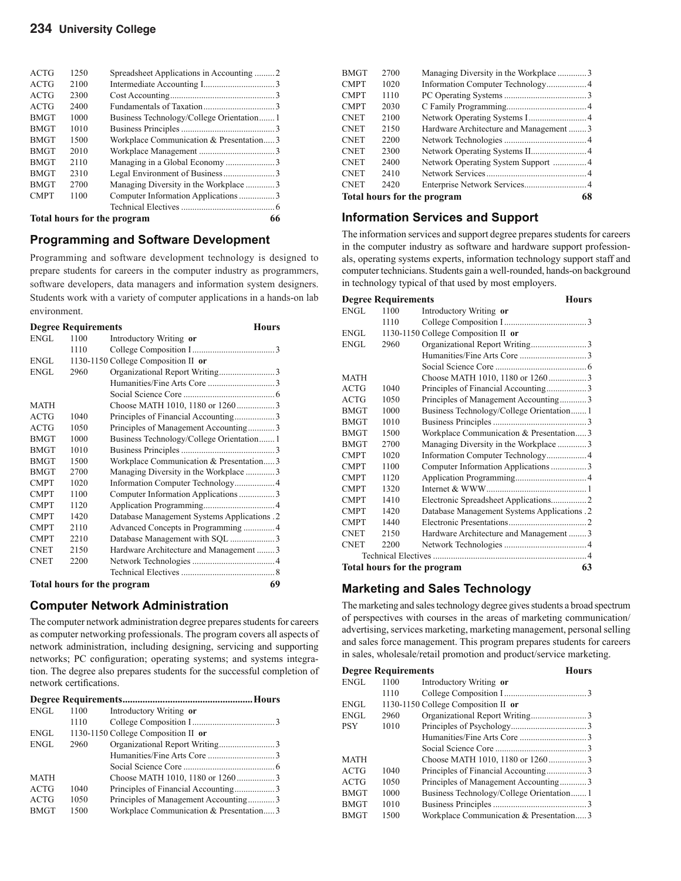| | | | |
|---|---|---|---|
| ACTG | 1250 | Spreadsheet Applications in Accounting | 2 |
| ACTG | 2100 | Intermediate Accounting I | 3 |
| ACTG | 2300 | Cost Accounting | 3 |
| ACTG | 2400 | Fundamentals of Taxation | 3 |
| BMGT | 1000 | Business Technology/College Orientation | 1 |
| BMGT | 1010 | Business Principles | 3 |
| BMGT | 1500 | Workplace Communication & Presentation | 3 |
| BMGT | 2010 | Workplace Management | 3 |
| BMGT | 2110 | Managing in a Global Economy | 3 |
| BMGT | 2310 | Legal Environment of Business | 3 |
| BMGT | 2700 | Managing Diversity in the Workplace | 3 |
| CMPT | 1100 | Computer Information Applications | 3 |
| | | Technical Electives | 6 |
| **Total hours for the program** | | | **66** |

## Programming and Software Development

Programming and software development technology is designed to prepare students for careers in the computer industry as programmers, software developers, data managers and information system designers. Students work with a variety of computer applications in a hands-on lab environment.

| **Degree Requirements** | | | **Hours** |
|---|---|---|---|
| ENGL | 1100 | Introductory Writing **or** | |
| | 1110 | College Composition I | 3 |
| ENGL | 1130-1150 | College Composition II **or** | |
| ENGL | 2960 | Organizational Report Writing | 3 |
| | | Humanities/Fine Arts Core | 3 |
| | | Social Science Core | 6 |
| MATH | | Choose MATH 1010, 1180 or 1260 | 3 |
| ACTG | 1040 | Principles of Financial Accounting | 3 |
| ACTG | 1050 | Principles of Management Accounting | 3 |
| BMGT | 1000 | Business Technology/College Orientation | 1 |
| BMGT | 1010 | Business Principles | 3 |
| BMGT | 1500 | Workplace Communication & Presentation | 3 |
| BMGT | 2700 | Managing Diversity in the Workplace | 3 |
| CMPT | 1020 | Information Computer Technology | 4 |
| CMPT | 1100 | Computer Information Applications | 3 |
| CMPT | 1120 | Application Programming | 4 |
| CMPT | 1420 | Database Management Systems Applications | 2 |
| CMPT | 2110 | Advanced Concepts in Programming | 4 |
| CMPT | 2210 | Database Management with SQL | 3 |
| CNET | 2150 | Hardware Architecture and Management | 3 |
| CNET | 2200 | Network Technologies | 4 |
| | | Technical Electives | 8 |
| **Total hours for the program** | | | **69** |

## Computer Network Administration

The computer network administration degree prepares students for careers as computer networking professionals. The program covers all aspects of network administration, including designing, servicing and supporting networks; PC configuration; operating systems; and systems integration. The degree also prepares students for the successful completion of network certifications.

| **Degree Requirements** | | | **Hours** |
|---|---|---|---|
| ENGL | 1100 | Introductory Writing **or** | |
| | 1110 | College Composition I | 3 |
| ENGL | 1130-1150 | College Composition II **or** | |
| ENGL | 2960 | Organizational Report Writing | 3 |
| | | Humanities/Fine Arts Core | 3 |
| | | Social Science Core | 6 |
| MATH | | Choose MATH 1010, 1180 or 1260 | 3 |
| ACTG | 1040 | Principles of Financial Accounting | 3 |
| ACTG | 1050 | Principles of Management Accounting | 3 |
| BMGT | 1500 | Workplace Communication & Presentation | 3 |
| BMGT | 2700 | Managing Diversity in the Workplace | 3 |
| CMPT | 1020 | Information Computer Technology | 4 |
| CMPT | 1110 | PC Operating Systems | 3 |
| CMPT | 2030 | C Family Programming | 4 |
| CNET | 2100 | Network Operating Systems I | 4 |
| CNET | 2150 | Hardware Architecture and Management | 3 |
| CNET | 2200 | Network Technologies | 4 |
| CNET | 2300 | Network Operating Systems II | 4 |
| CNET | 2400 | Network Operating System Support | 4 |
| CNET | 2410 | Network Services | 4 |
| CNET | 2420 | Enterprise Network Services | 4 |
| **Total hours for the program** | | | **68** |

## Information Services and Support

The information services and support degree prepares students for careers in the computer industry as software and hardware support professionals, operating systems experts, information technology support staff and computer technicians. Students gain a well-rounded, hands-on background in technology typical of that used by most employers.

| **Degree Requirements** | | | **Hours** |
|---|---|---|---|
| ENGL | 1100 | Introductory Writing **or** | |
| | 1110 | College Composition I | 3 |
| ENGL | 1130-1150 | College Composition II **or** | |
| ENGL | 2960 | Organizational Report Writing | 3 |
| | | Humanities/Fine Arts Core | 3 |
| | | Social Science Core | 6 |
| MATH | | Choose MATH 1010, 1180 or 1260 | 3 |
| ACTG | 1040 | Principles of Financial Accounting | 3 |
| ACTG | 1050 | Principles of Management Accounting | 3 |
| BMGT | 1000 | Business Technology/College Orientation | 1 |
| BMGT | 1010 | Business Principles | 3 |
| BMGT | 1500 | Workplace Communication & Presentation | 3 |
| BMGT | 2700 | Managing Diversity in the Workplace | 3 |
| CMPT | 1020 | Information Computer Technology | 4 |
| CMPT | 1100 | Computer Information Applications | 3 |
| CMPT | 1120 | Application Programming | 4 |
| CMPT | 1320 | Internet & WWW | 1 |
| CMPT | 1410 | Electronic Spreadsheet Applications | 2 |
| CMPT | 1420 | Database Management Systems Applications | 2 |
| CMPT | 1440 | Electronic Presentations | 2 |
| CNET | 2150 | Hardware Architecture and Management | 3 |
| CNET | 2200 | Network Technologies | 4 |
| | | Technical Electives | 4 |
| **Total hours for the program** | | | **63** |

## Marketing and Sales Technology

The marketing and sales technology degree gives students a broad spectrum of perspectives with courses in the areas of marketing communication/advertising, services marketing, marketing management, personal selling and sales force management. This program prepares students for careers in sales, wholesale/retail promotion and product/service marketing.

| **Degree Requirements** | | | **Hours** |
|---|---|---|---|
| ENGL | 1100 | Introductory Writing **or** | |
| | 1110 | College Composition I | 3 |
| ENGL | 1130-1150 | College Composition II **or** | |
| ENGL | 2960 | Organizational Report Writing | 3 |
| PSY | 1010 | Principles of Psychology | 3 |
| | | Humanities/Fine Arts Core | 3 |
| | | Social Science Core | 3 |
| MATH | | Choose MATH 1010, 1180 or 1260 | 3 |
| ACTG | 1040 | Principles of Financial Accounting | 3 |
| ACTG | 1050 | Principles of Management Accounting | 3 |
| BMGT | 1000 | Business Technology/College Orientation | 1 |
| BMGT | 1010 | Business Principles | 3 |
| BMGT | 1500 | Workplace Communication & Presentation | 3 |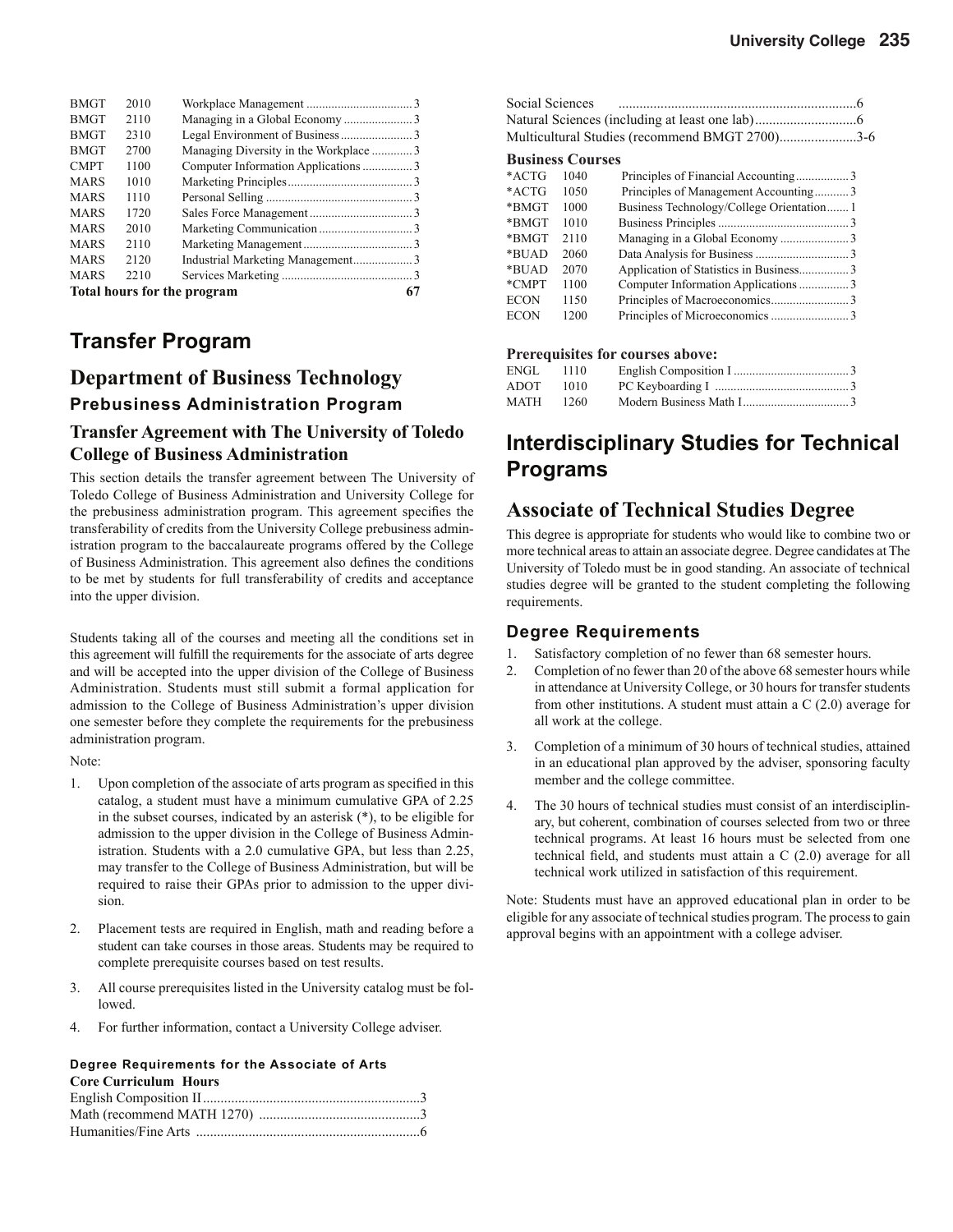| | | | |
|---|---|---|---|
| BMGT | 2010 | Workplace Management | 3 |
| BMGT | 2110 | Managing in a Global Economy | 3 |
| BMGT | 2310 | Legal Environment of Business | 3 |
| BMGT | 2700 | Managing Diversity in the Workplace | 3 |
| CMPT | 1100 | Computer Information Applications | 3 |
| MARS | 1010 | Marketing Principles | 3 |
| MARS | 1110 | Personal Selling | 3 |
| MARS | 1720 | Sales Force Management | 3 |
| MARS | 2010 | Marketing Communication | 3 |
| MARS | 2110 | Marketing Management | 3 |
| MARS | 2120 | Industrial Marketing Management | 3 |
| MARS | 2210 | Services Marketing | 3 |
| **Total hours for the program** | | | **67** |

# Transfer Program

## Department of Business Technology

### Prebusiness Administration Program

### Transfer Agreement with The University of Toledo College of Business Administration

This section details the transfer agreement between The University of Toledo College of Business Administration and University College for the prebusiness administration program. This agreement specifies the transferability of credits from the University College prebusiness administration program to the baccalaureate programs offered by the College of Business Administration. This agreement also defines the conditions to be met by students for full transferability of credits and acceptance into the upper division.

Students taking all of the courses and meeting all the conditions set in this agreement will fulfill the requirements for the associate of arts degree and will be accepted into the upper division of the College of Business Administration. Students must still submit a formal application for admission to the College of Business Administration's upper division one semester before they complete the requirements for the prebusiness administration program.

Note:

1. Upon completion of the associate of arts program as specified in this catalog, a student must have a minimum cumulative GPA of 2.25 in the subset courses, indicated by an asterisk (*), to be eligible for admission to the upper division in the College of Business Administration. Students with a 2.0 cumulative GPA, but less than 2.25, may transfer to the College of Business Administration, but will be required to raise their GPAs prior to admission to the upper division.
2. Placement tests are required in English, math and reading before a student can take courses in those areas. Students may be required to complete prerequisite courses based on test results.
3. All course prerequisites listed in the University catalog must be followed.
4. For further information, contact a University College adviser.

#### Degree Requirements for the Associate of Arts

**Core Curriculum Hours**

| | |
|---|---|
| English Composition II | 3 |
| Math (recommend MATH 1270) | 3 |
| Humanities/Fine Arts | 6 |
| Social Sciences | 6 |
| Natural Sciences (including at least one lab) | 6 |
| Multicultural Studies (recommend BMGT 2700) | 3-6 |

**Business Courses**

| | | | |
|---|---|---|---|
| *ACTG | 1040 | Principles of Financial Accounting | 3 |
| *ACTG | 1050 | Principles of Management Accounting | 3 |
| *BMGT | 1000 | Business Technology/College Orientation | 1 |
| *BMGT | 1010 | Business Principles | 3 |
| *BMGT | 2110 | Managing in a Global Economy | 3 |
| *BUAD | 2060 | Data Analysis for Business | 3 |
| *BUAD | 2070 | Application of Statistics in Business | 3 |
| *CMPT | 1100 | Computer Information Applications | 3 |
| ECON | 1150 | Principles of Macroeconomics | 3 |
| ECON | 1200 | Principles of Microeconomics | 3 |

**Prerequisites for courses above:**

| | | | |
|---|---|---|---|
| ENGL | 1110 | English Composition I | 3 |
| ADOT | 1010 | PC Keyboarding I | 3 |
| MATH | 1260 | Modern Business Math I | 3 |

# Interdisciplinary Studies for Technical Programs

## Associate of Technical Studies Degree

This degree is appropriate for students who would like to combine two or more technical areas to attain an associate degree. Degree candidates at The University of Toledo must be in good standing. An associate of technical studies degree will be granted to the student completing the following requirements.

### Degree Requirements

1. Satisfactory completion of no fewer than 68 semester hours.
2. Completion of no fewer than 20 of the above 68 semester hours while in attendance at University College, or 30 hours for transfer students from other institutions. A student must attain a C (2.0) average for all work at the college.
3. Completion of a minimum of 30 hours of technical studies, attained in an educational plan approved by the adviser, sponsoring faculty member and the college committee.
4. The 30 hours of technical studies must consist of an interdisciplinary, but coherent, combination of courses selected from two or three technical programs. At least 16 hours must be selected from one technical field, and students must attain a C (2.0) average for all technical work utilized in satisfaction of this requirement.

Note: Students must have an approved educational plan in order to be eligible for any associate of technical studies program. The process to gain approval begins with an appointment with a college adviser.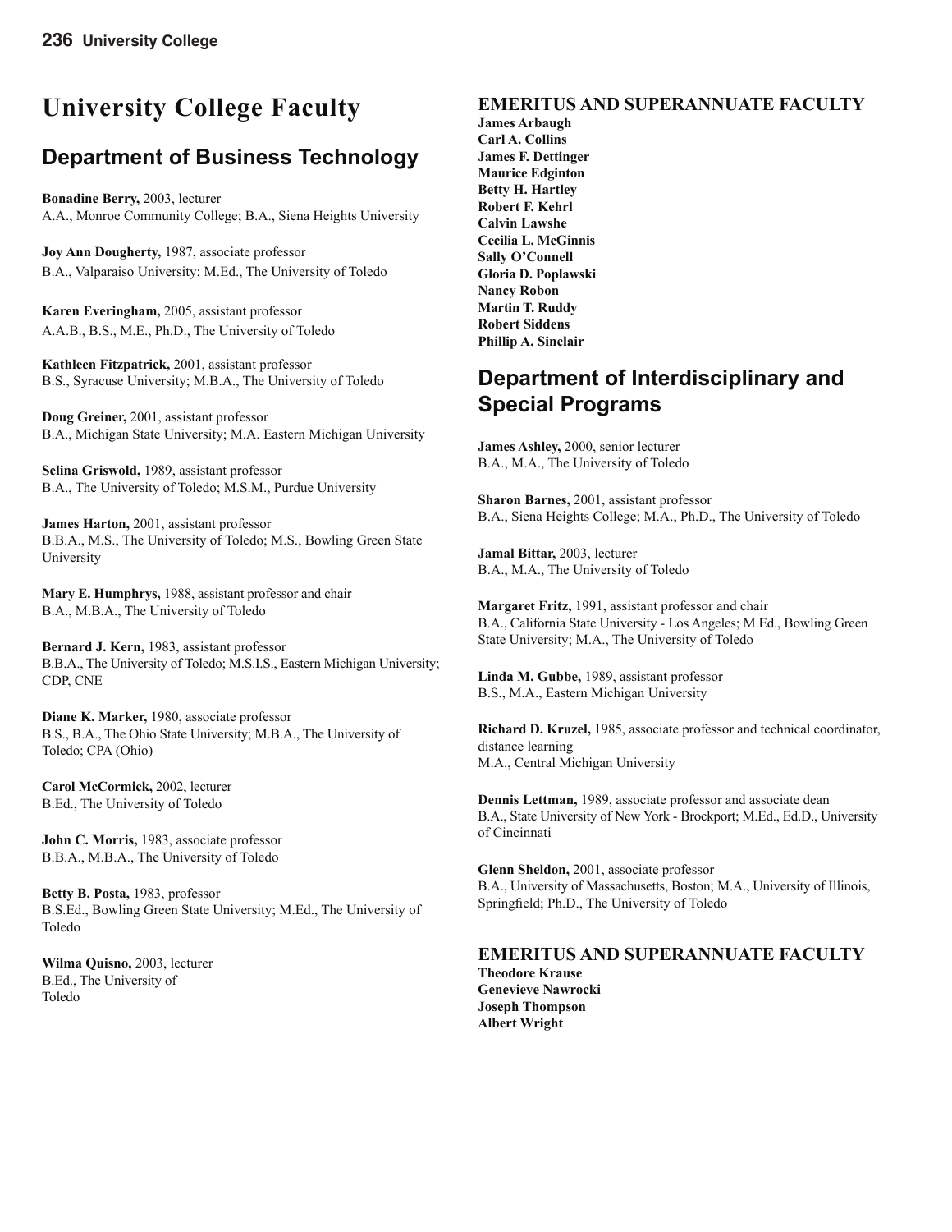# University College Faculty

## Department of Business Technology

**Bonadine Berry,** 2003, lecturer
A.A., Monroe Community College; B.A., Siena Heights University

**Joy Ann Dougherty,** 1987, associate professor
B.A., Valparaiso University; M.Ed., The University of Toledo

**Karen Everingham,** 2005, assistant professor
A.A.B., B.S., M.E., Ph.D., The University of Toledo

**Kathleen Fitzpatrick,** 2001, assistant professor
B.S., Syracuse University; M.B.A., The University of Toledo

**Doug Greiner,** 2001, assistant professor
B.A., Michigan State University; M.A. Eastern Michigan University

**Selina Griswold,** 1989, assistant professor
B.A., The University of Toledo; M.S.M., Purdue University

**James Harton,** 2001, assistant professor
B.B.A., M.S., The University of Toledo; M.S., Bowling Green State University

**Mary E. Humphrys,** 1988, assistant professor and chair
B.A., M.B.A., The University of Toledo

**Bernard J. Kern,** 1983, assistant professor
B.B.A., The University of Toledo; M.S.I.S., Eastern Michigan University; CDP, CNE

**Diane K. Marker,** 1980, associate professor
B.S., B.A., The Ohio State University; M.B.A., The University of Toledo; CPA (Ohio)

**Carol McCormick,** 2002, lecturer
B.Ed., The University of Toledo

**John C. Morris,** 1983, associate professor
B.B.A., M.B.A., The University of Toledo

**Betty B. Posta,** 1983, professor
B.S.Ed., Bowling Green State University; M.Ed., The University of Toledo

**Wilma Quisno,** 2003, lecturer
B.Ed., The University of Toledo

### EMERITUS AND SUPERANNUATE FACULTY

**James Arbaugh**
**Carl A. Collins**
**James F. Dettinger**
**Maurice Edginton**
**Betty H. Hartley**
**Robert F. Kehrl**
**Calvin Lawshe**
**Cecilia L. McGinnis**
**Sally O'Connell**
**Gloria D. Poplawski**
**Nancy Robon**
**Martin T. Ruddy**
**Robert Siddens**
**Phillip A. Sinclair**

## Department of Interdisciplinary and Special Programs

**James Ashley,** 2000, senior lecturer
B.A., M.A., The University of Toledo

**Sharon Barnes,** 2001, assistant professor
B.A., Siena Heights College; M.A., Ph.D., The University of Toledo

**Jamal Bittar,** 2003, lecturer
B.A., M.A., The University of Toledo

**Margaret Fritz,** 1991, assistant professor and chair
B.A., California State University - Los Angeles; M.Ed., Bowling Green State University; M.A., The University of Toledo

**Linda M. Gubbe,** 1989, assistant professor
B.S., M.A., Eastern Michigan University

**Richard D. Kruzel,** 1985, associate professor and technical coordinator, distance learning
M.A., Central Michigan University

**Dennis Lettman,** 1989, associate professor and associate dean
B.A., State University of New York - Brockport; M.Ed., Ed.D., University of Cincinnati

**Glenn Sheldon,** 2001, associate professor
B.A., University of Massachusetts, Boston; M.A., University of Illinois, Springfield; Ph.D., The University of Toledo

### EMERITUS AND SUPERANNUATE FACULTY

**Theodore Krause**
**Genevieve Nawrocki**
**Joseph Thompson**
**Albert Wright**